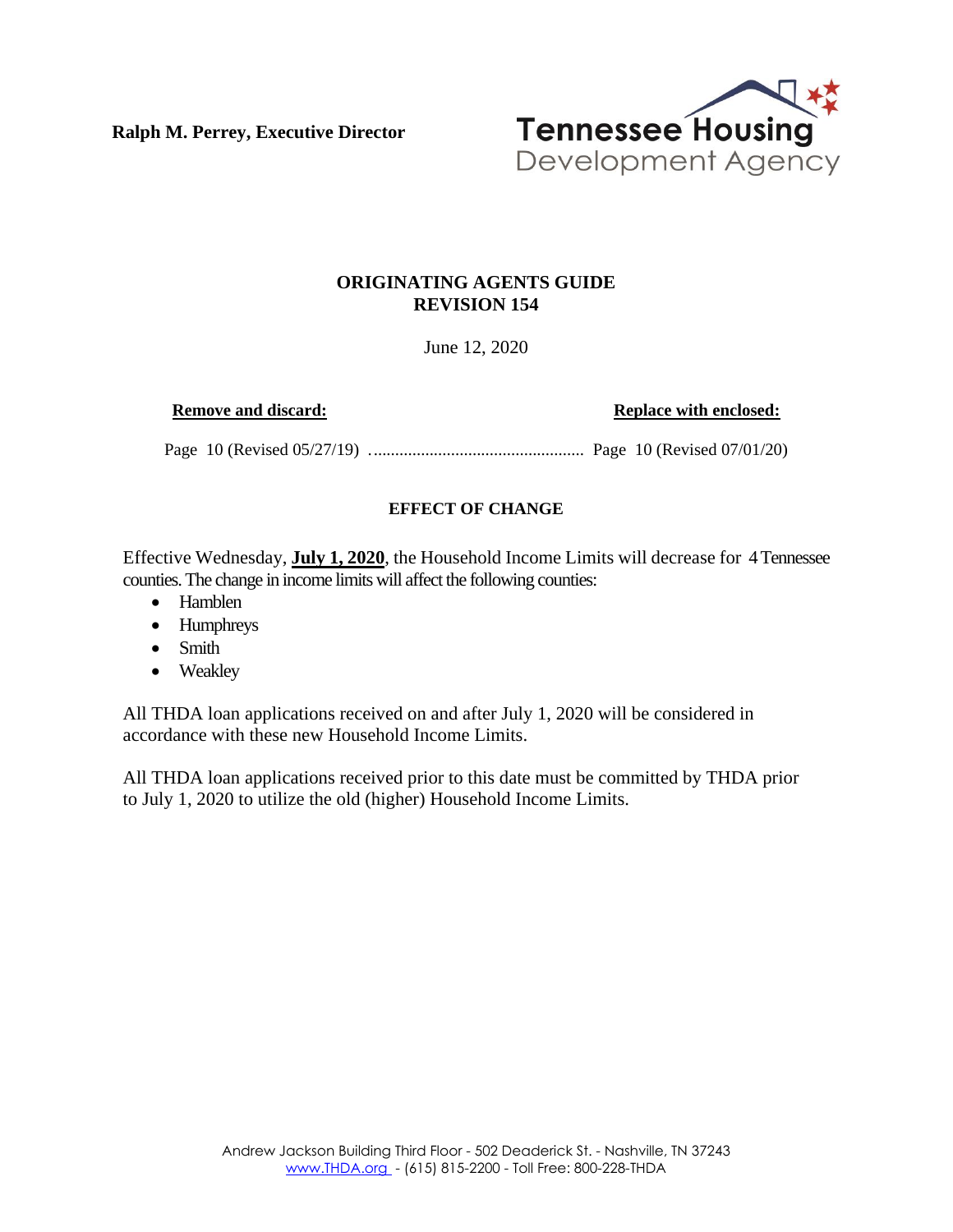**Ralph M. Perrey, Executive Director**

Tennessee Housing Development Agency

# ORIGINATING AGENTS GUIDE
# REVISION 154

June 12, 2020

| **Remove and discard:** | **Replace with enclosed:** |
|---|---|
| Page 10 (Revised 05/27/19) | Page 10 (Revised 07/01/20) |

## EFFECT OF CHANGE

Effective Wednesday, **July 1, 2020**, the Household Income Limits will decrease for 4 Tennessee counties. The change in income limits will affect the following counties:

- Hamblen
- Humphreys
- Smith
- Weakley

All THDA loan applications received on and after July 1, 2020 will be considered in accordance with these new Household Income Limits.

All THDA loan applications received prior to this date must be committed by THDA prior to July 1, 2020 to utilize the old (higher) Household Income Limits.

Andrew Jackson Building Third Floor - 502 Deaderick St. - Nashville, TN 37243
www.THDA.org - (615) 815-2200 - Toll Free: 800-228-THDA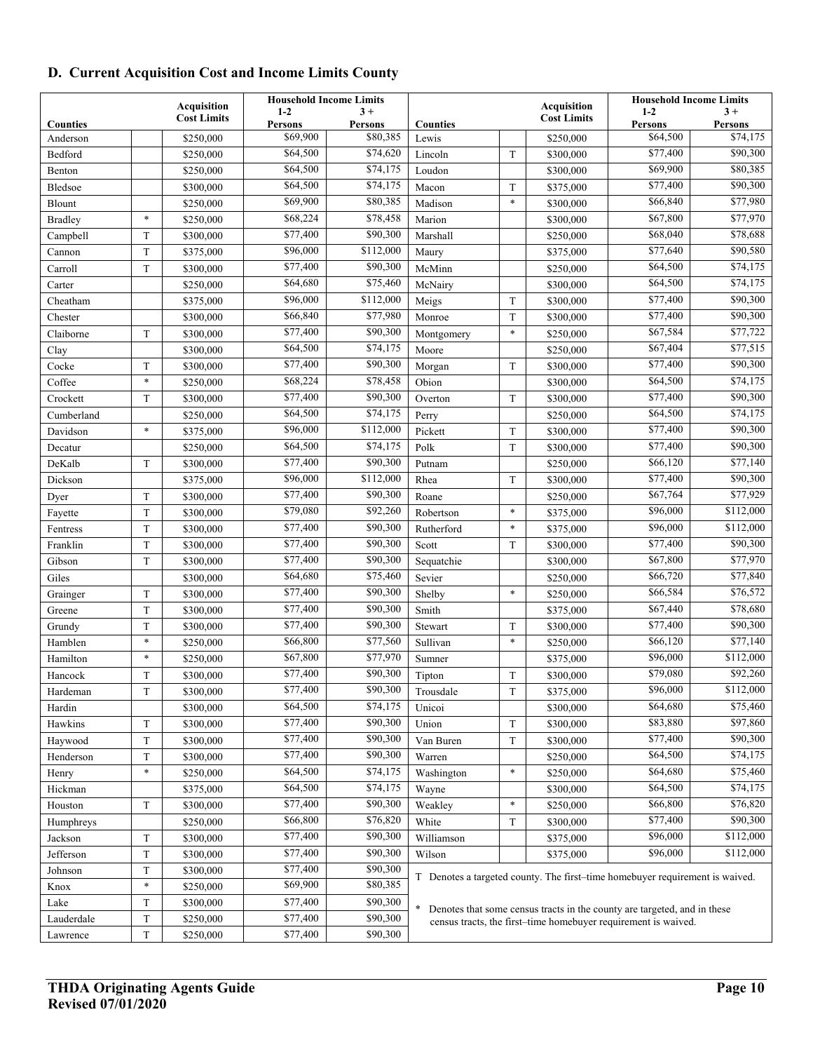## D. Current Acquisition Cost and Income Limits County

| Counties | | Acquisition Cost Limits | Household Income Limits 1-2 Persons | 3 + Persons | Counties | | Acquisition Cost Limits | Household Income Limits 1-2 Persons | 3 + Persons |
|---|---|---|---|---|---|---|---|---|---|
| Anderson | | $250,000 | $69,900 | $80,385 | Lewis | | $250,000 | $64,500 | $74,175 |
| Bedford | | $250,000 | $64,500 | $74,620 | Lincoln | T | $300,000 | $77,400 | $90,300 |
| Benton | | $250,000 | $64,500 | $74,175 | Loudon | | $300,000 | $69,900 | $80,385 |
| Bledsoe | | $300,000 | $64,500 | $74,175 | Macon | T | $375,000 | $77,400 | $90,300 |
| Blount | | $250,000 | $69,900 | $80,385 | Madison | * | $300,000 | $66,840 | $77,980 |
| Bradley | * | $250,000 | $68,224 | $78,458 | Marion | | $300,000 | $67,800 | $77,970 |
| Campbell | T | $300,000 | $77,400 | $90,300 | Marshall | | $250,000 | $68,040 | $78,688 |
| Cannon | T | $375,000 | $96,000 | $112,000 | Maury | | $375,000 | $77,640 | $90,580 |
| Carroll | T | $300,000 | $77,400 | $90,300 | McMinn | | $250,000 | $64,500 | $74,175 |
| Carter | | $250,000 | $64,680 | $75,460 | McNairy | | $300,000 | $64,500 | $74,175 |
| Cheatham | | $375,000 | $96,000 | $112,000 | Meigs | T | $300,000 | $77,400 | $90,300 |
| Chester | | $300,000 | $66,840 | $77,980 | Monroe | T | $300,000 | $77,400 | $90,300 |
| Claiborne | T | $300,000 | $77,400 | $90,300 | Montgomery | * | $250,000 | $67,584 | $77,722 |
| Clay | | $300,000 | $64,500 | $74,175 | Moore | | $250,000 | $67,404 | $77,515 |
| Cocke | T | $300,000 | $77,400 | $90,300 | Morgan | T | $300,000 | $77,400 | $90,300 |
| Coffee | * | $250,000 | $68,224 | $78,458 | Obion | | $300,000 | $64,500 | $74,175 |
| Crockett | T | $300,000 | $77,400 | $90,300 | Overton | T | $300,000 | $77,400 | $90,300 |
| Cumberland | | $250,000 | $64,500 | $74,175 | Perry | | $250,000 | $64,500 | $74,175 |
| Davidson | * | $375,000 | $96,000 | $112,000 | Pickett | T | $300,000 | $77,400 | $90,300 |
| Decatur | | $250,000 | $64,500 | $74,175 | Polk | T | $300,000 | $77,400 | $90,300 |
| DeKalb | T | $300,000 | $77,400 | $90,300 | Putnam | | $250,000 | $66,120 | $77,140 |
| Dickson | | $375,000 | $96,000 | $112,000 | Rhea | T | $300,000 | $77,400 | $90,300 |
| Dyer | T | $300,000 | $77,400 | $90,300 | Roane | | $250,000 | $67,764 | $77,929 |
| Fayette | T | $300,000 | $79,080 | $92,260 | Robertson | * | $375,000 | $96,000 | $112,000 |
| Fentress | T | $300,000 | $77,400 | $90,300 | Rutherford | * | $375,000 | $96,000 | $112,000 |
| Franklin | T | $300,000 | $77,400 | $90,300 | Scott | T | $300,000 | $77,400 | $90,300 |
| Gibson | T | $300,000 | $77,400 | $90,300 | Sequatchie | | $300,000 | $67,800 | $77,970 |
| Giles | | $300,000 | $64,680 | $75,460 | Sevier | | $250,000 | $66,720 | $77,840 |
| Grainger | T | $300,000 | $77,400 | $90,300 | Shelby | * | $250,000 | $66,584 | $76,572 |
| Greene | T | $300,000 | $77,400 | $90,300 | Smith | | $375,000 | $67,440 | $78,680 |
| Grundy | T | $300,000 | $77,400 | $90,300 | Stewart | T | $300,000 | $77,400 | $90,300 |
| Hamblen | * | $250,000 | $66,800 | $77,560 | Sullivan | * | $250,000 | $66,120 | $77,140 |
| Hamilton | * | $250,000 | $67,800 | $77,970 | Sumner | | $375,000 | $96,000 | $112,000 |
| Hancock | T | $300,000 | $77,400 | $90,300 | Tipton | T | $300,000 | $79,080 | $92,260 |
| Hardeman | T | $300,000 | $77,400 | $90,300 | Trousdale | T | $375,000 | $96,000 | $112,000 |
| Hardin | | $300,000 | $64,500 | $74,175 | Unicoi | | $300,000 | $64,680 | $75,460 |
| Hawkins | T | $300,000 | $77,400 | $90,300 | Union | T | $300,000 | $83,880 | $97,860 |
| Haywood | T | $300,000 | $77,400 | $90,300 | Van Buren | T | $300,000 | $77,400 | $90,300 |
| Henderson | T | $300,000 | $77,400 | $90,300 | Warren | | $250,000 | $64,500 | $74,175 |
| Henry | * | $250,000 | $64,500 | $74,175 | Washington | * | $250,000 | $64,680 | $75,460 |
| Hickman | | $375,000 | $64,500 | $74,175 | Wayne | | $300,000 | $64,500 | $74,175 |
| Houston | T | $300,000 | $77,400 | $90,300 | Weakley | * | $250,000 | $66,800 | $76,820 |
| Humphreys | | $250,000 | $66,800 | $76,820 | White | T | $300,000 | $77,400 | $90,300 |
| Jackson | T | $300,000 | $77,400 | $90,300 | Williamson | | $375,000 | $96,000 | $112,000 |
| Jefferson | T | $300,000 | $77,400 | $90,300 | Wilson | | $375,000 | $96,000 | $112,000 |
| Johnson | T | $300,000 | $77,400 | $90,300 | | | | | |
| Knox | * | $250,000 | $69,900 | $80,385 | | | | | |
| Lake | T | $300,000 | $77,400 | $90,300 | | | | | |
| Lauderdale | T | $250,000 | $77,400 | $90,300 | | | | | |
| Lawrence | T | $250,000 | $77,400 | $90,300 | | | | | |

T Denotes a targeted county. The first–time homebuyer requirement is waived.

* Denotes that some census tracts in the county are targeted, and in these census tracts, the first–time homebuyer requirement is waived.